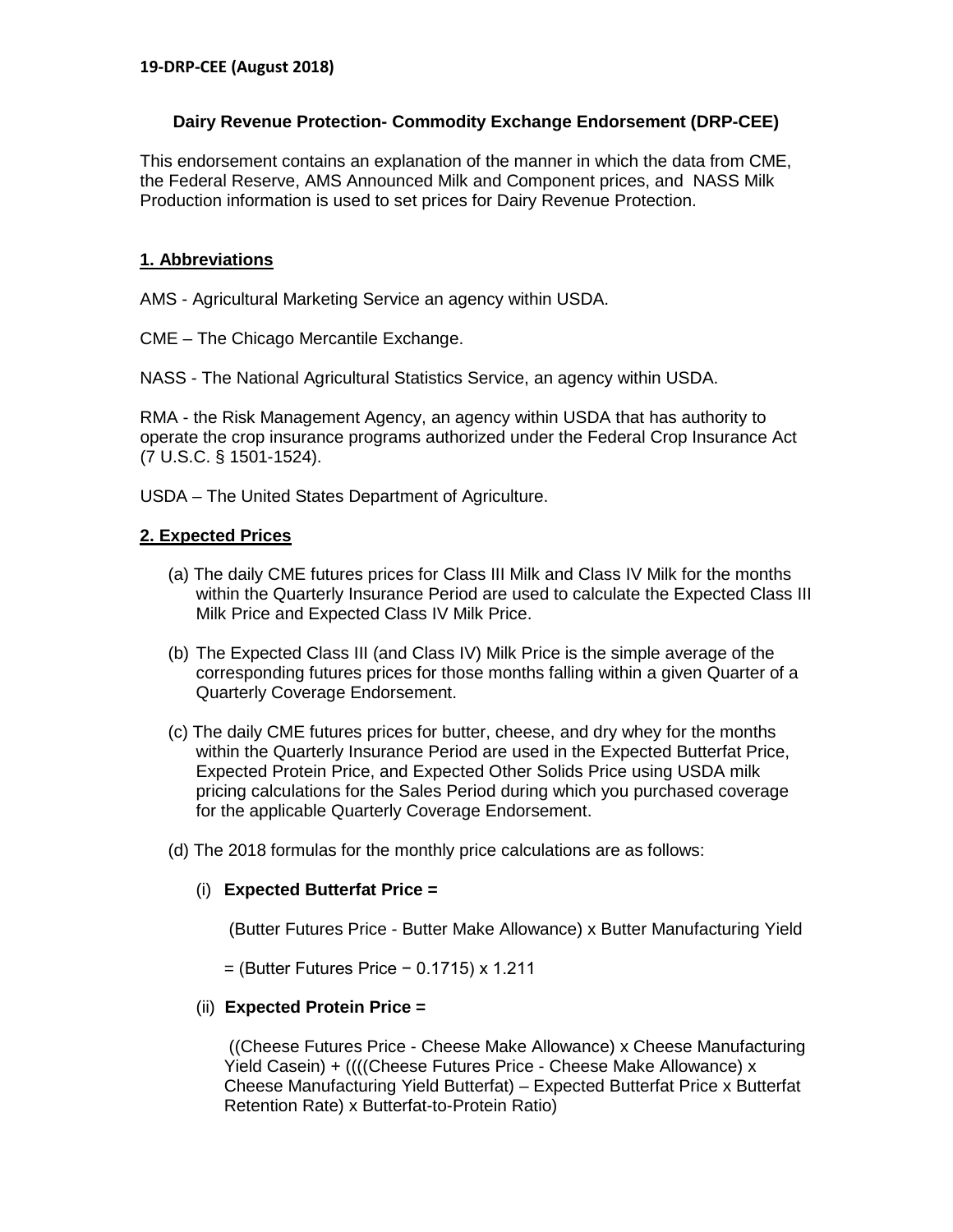**19-DRP-CEE (August 2018)**

## Dairy Revenue Protection- Commodity Exchange Endorsement (DRP-CEE)

This endorsement contains an explanation of the manner in which the data from CME, the Federal Reserve, AMS Announced Milk and Component prices, and NASS Milk Production information is used to set prices for Dairy Revenue Protection.

### 1. Abbreviations

AMS - Agricultural Marketing Service an agency within USDA.

CME – The Chicago Mercantile Exchange.

NASS - The National Agricultural Statistics Service, an agency within USDA.

RMA - the Risk Management Agency, an agency within USDA that has authority to operate the crop insurance programs authorized under the Federal Crop Insurance Act (7 U.S.C. § 1501-1524).

USDA – The United States Department of Agriculture.

### 2. Expected Prices

(a) The daily CME futures prices for Class III Milk and Class IV Milk for the months within the Quarterly Insurance Period are used to calculate the Expected Class III Milk Price and Expected Class IV Milk Price.

(b) The Expected Class III (and Class IV) Milk Price is the simple average of the corresponding futures prices for those months falling within a given Quarter of a Quarterly Coverage Endorsement.

(c) The daily CME futures prices for butter, cheese, and dry whey for the months within the Quarterly Insurance Period are used in the Expected Butterfat Price, Expected Protein Price, and Expected Other Solids Price using USDA milk pricing calculations for the Sales Period during which you purchased coverage for the applicable Quarterly Coverage Endorsement.

(d) The 2018 formulas for the monthly price calculations are as follows:

(i) **Expected Butterfat Price =**

(Butter Futures Price - Butter Make Allowance) x Butter Manufacturing Yield

= (Butter Futures Price − 0.1715) x 1.211

(ii) **Expected Protein Price =**

((Cheese Futures Price - Cheese Make Allowance) x Cheese Manufacturing Yield Casein) + ((((Cheese Futures Price - Cheese Make Allowance) x Cheese Manufacturing Yield Butterfat) – Expected Butterfat Price x Butterfat Retention Rate) x Butterfat-to-Protein Ratio)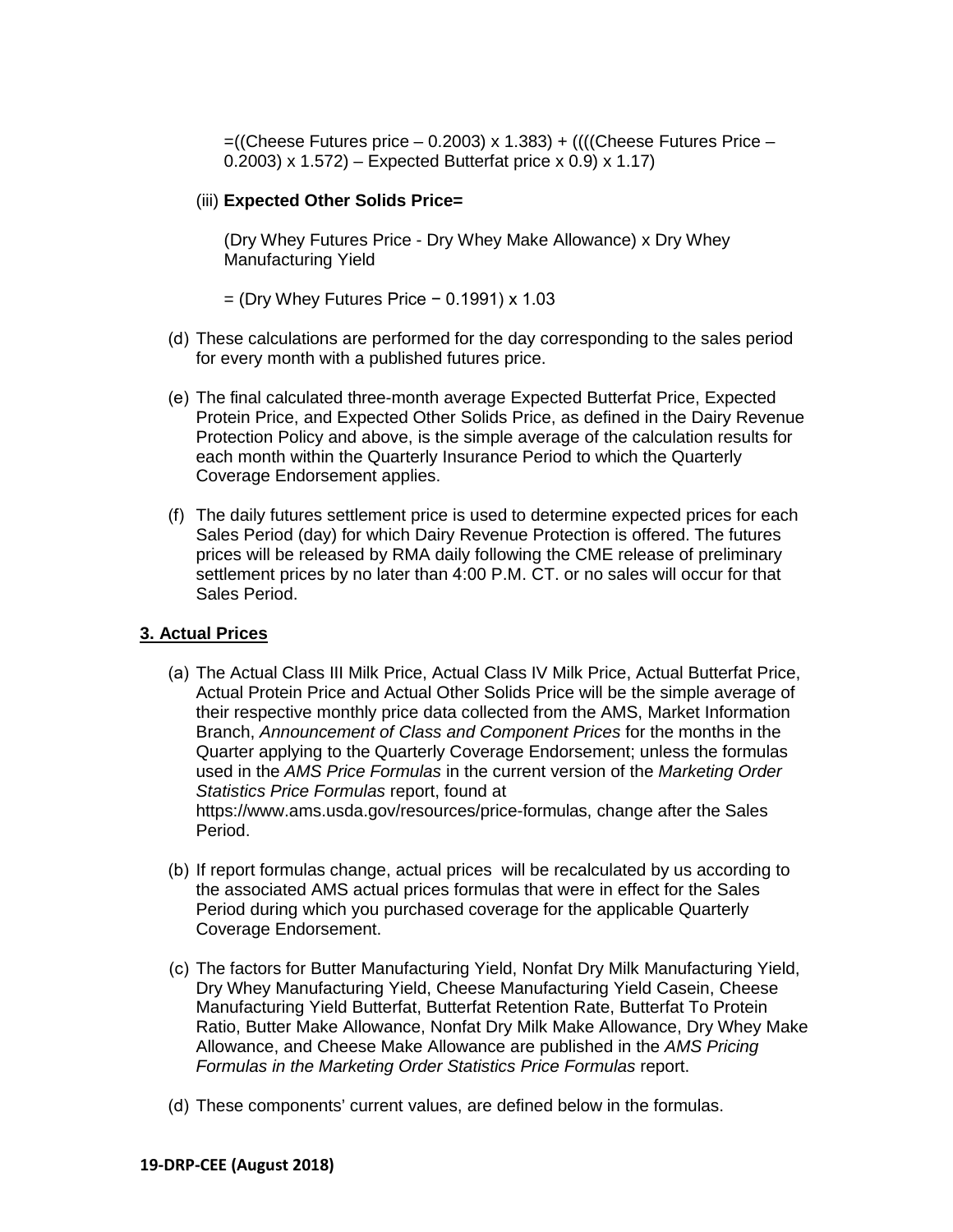=((Cheese Futures price – 0.2003) x 1.383) + ((((Cheese Futures Price – 0.2003) x 1.572) – Expected Butterfat price x 0.9) x 1.17)

(iii) **Expected Other Solids Price=**

(Dry Whey Futures Price - Dry Whey Make Allowance) x Dry Whey Manufacturing Yield

= (Dry Whey Futures Price − 0.1991) x 1.03

(d) These calculations are performed for the day corresponding to the sales period for every month with a published futures price.

(e) The final calculated three-month average Expected Butterfat Price, Expected Protein Price, and Expected Other Solids Price, as defined in the Dairy Revenue Protection Policy and above, is the simple average of the calculation results for each month within the Quarterly Insurance Period to which the Quarterly Coverage Endorsement applies.

(f) The daily futures settlement price is used to determine expected prices for each Sales Period (day) for which Dairy Revenue Protection is offered. The futures prices will be released by RMA daily following the CME release of preliminary settlement prices by no later than 4:00 P.M. CT. or no sales will occur for that Sales Period.

## 3. Actual Prices

(a) The Actual Class III Milk Price, Actual Class IV Milk Price, Actual Butterfat Price, Actual Protein Price and Actual Other Solids Price will be the simple average of their respective monthly price data collected from the AMS, Market Information Branch, *Announcement of Class and Component Prices* for the months in the Quarter applying to the Quarterly Coverage Endorsement; unless the formulas used in the *AMS Price Formulas* in the current version of the *Marketing Order Statistics Price Formulas* report, found at https://www.ams.usda.gov/resources/price-formulas, change after the Sales Period.

(b) If report formulas change, actual prices will be recalculated by us according to the associated AMS actual prices formulas that were in effect for the Sales Period during which you purchased coverage for the applicable Quarterly Coverage Endorsement.

(c) The factors for Butter Manufacturing Yield, Nonfat Dry Milk Manufacturing Yield, Dry Whey Manufacturing Yield, Cheese Manufacturing Yield Casein, Cheese Manufacturing Yield Butterfat, Butterfat Retention Rate, Butterfat To Protein Ratio, Butter Make Allowance, Nonfat Dry Milk Make Allowance, Dry Whey Make Allowance, and Cheese Make Allowance are published in the *AMS Pricing Formulas in the Marketing Order Statistics Price Formulas* report.

(d) These components' current values, are defined below in the formulas.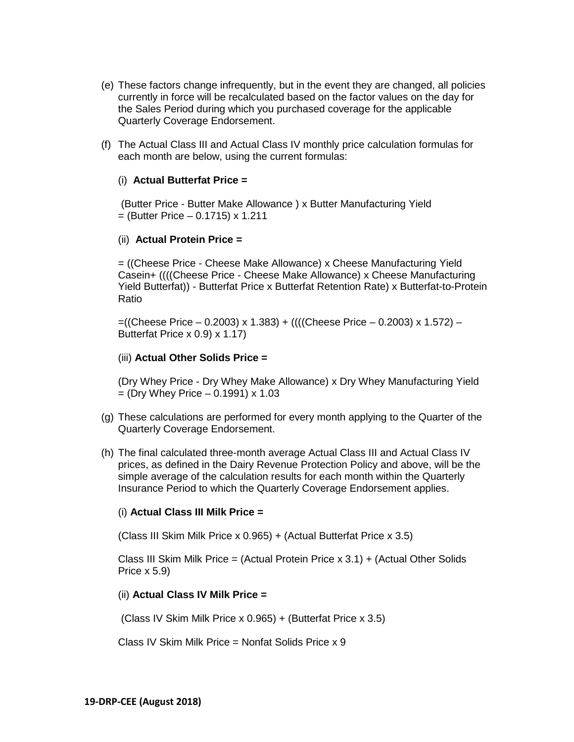(e) These factors change infrequently, but in the event they are changed, all policies currently in force will be recalculated based on the factor values on the day for the Sales Period during which you purchased coverage for the applicable Quarterly Coverage Endorsement.

(f) The Actual Class III and Actual Class IV monthly price calculation formulas for each month are below, using the current formulas:

(i) **Actual Butterfat Price =**

(Butter Price - Butter Make Allowance ) x Butter Manufacturing Yield
= (Butter Price – 0.1715) x 1.211

(ii) **Actual Protein Price =**

= ((Cheese Price - Cheese Make Allowance) x Cheese Manufacturing Yield Casein+ ((((Cheese Price - Cheese Make Allowance) x Cheese Manufacturing Yield Butterfat)) - Butterfat Price x Butterfat Retention Rate) x Butterfat-to-Protein Ratio

=((Cheese Price – 0.2003) x 1.383) + ((((Cheese Price – 0.2003) x 1.572) – Butterfat Price x 0.9) x 1.17)

(iii) **Actual Other Solids Price =**

(Dry Whey Price - Dry Whey Make Allowance) x Dry Whey Manufacturing Yield
= (Dry Whey Price – 0.1991) x 1.03

(g) These calculations are performed for every month applying to the Quarter of the Quarterly Coverage Endorsement.

(h) The final calculated three-month average Actual Class III and Actual Class IV prices, as defined in the Dairy Revenue Protection Policy and above, will be the simple average of the calculation results for each month within the Quarterly Insurance Period to which the Quarterly Coverage Endorsement applies.

(i) **Actual Class III Milk Price =**

(Class III Skim Milk Price x 0.965) + (Actual Butterfat Price x 3.5)

Class III Skim Milk Price = (Actual Protein Price x 3.1) + (Actual Other Solids Price x 5.9)

(ii) **Actual Class IV Milk Price =**

(Class IV Skim Milk Price x 0.965) + (Butterfat Price x 3.5)

Class IV Skim Milk Price = Nonfat Solids Price x 9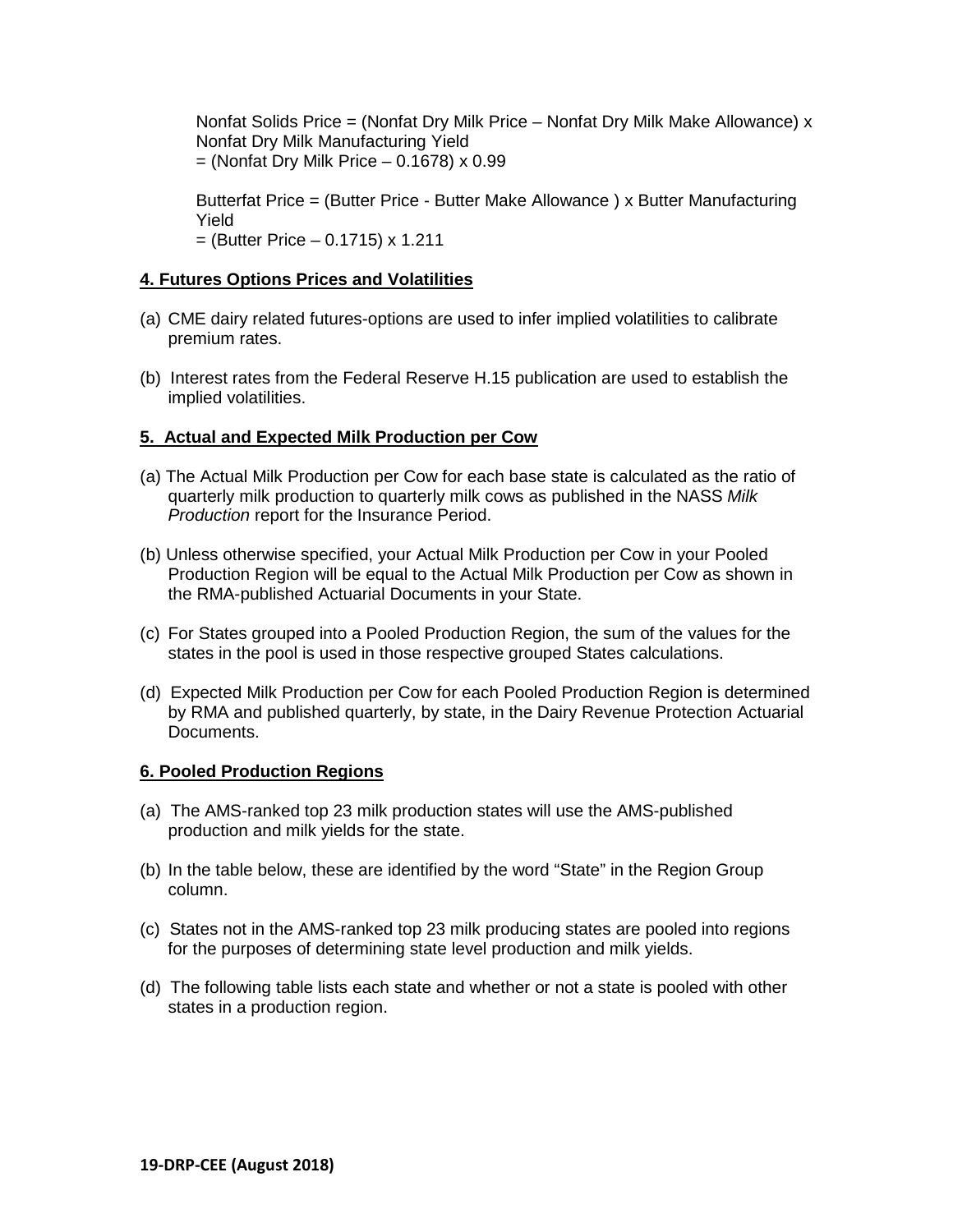Nonfat Solids Price = (Nonfat Dry Milk Price – Nonfat Dry Milk Make Allowance) x Nonfat Dry Milk Manufacturing Yield
= (Nonfat Dry Milk Price – 0.1678) x 0.99

Butterfat Price = (Butter Price - Butter Make Allowance ) x Butter Manufacturing Yield
= (Butter Price – 0.1715) x 1.211

**4. Futures Options Prices and Volatilities**

(a) CME dairy related futures-options are used to infer implied volatilities to calibrate premium rates.

(b) Interest rates from the Federal Reserve H.15 publication are used to establish the implied volatilities.

**5. Actual and Expected Milk Production per Cow**

(a) The Actual Milk Production per Cow for each base state is calculated as the ratio of quarterly milk production to quarterly milk cows as published in the NASS *Milk Production* report for the Insurance Period.

(b) Unless otherwise specified, your Actual Milk Production per Cow in your Pooled Production Region will be equal to the Actual Milk Production per Cow as shown in the RMA-published Actuarial Documents in your State.

(c) For States grouped into a Pooled Production Region, the sum of the values for the states in the pool is used in those respective grouped States calculations.

(d) Expected Milk Production per Cow for each Pooled Production Region is determined by RMA and published quarterly, by state, in the Dairy Revenue Protection Actuarial Documents.

**6. Pooled Production Regions**

(a) The AMS-ranked top 23 milk production states will use the AMS-published production and milk yields for the state.

(b) In the table below, these are identified by the word "State" in the Region Group column.

(c) States not in the AMS-ranked top 23 milk producing states are pooled into regions for the purposes of determining state level production and milk yields.

(d) The following table lists each state and whether or not a state is pooled with other states in a production region.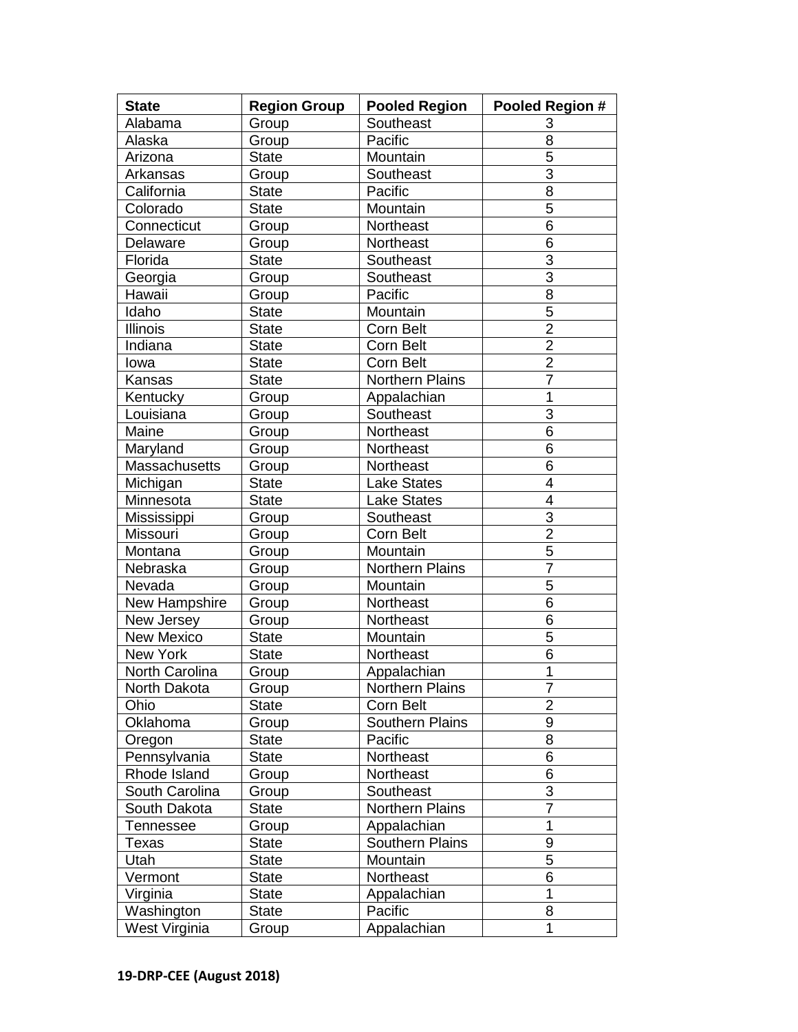| State | Region Group | Pooled Region | Pooled Region # |
|---|---|---|---|
| Alabama | Group | Southeast | 3 |
| Alaska | Group | Pacific | 8 |
| Arizona | State | Mountain | 5 |
| Arkansas | Group | Southeast | 3 |
| California | State | Pacific | 8 |
| Colorado | State | Mountain | 5 |
| Connecticut | Group | Northeast | 6 |
| Delaware | Group | Northeast | 6 |
| Florida | State | Southeast | 3 |
| Georgia | Group | Southeast | 3 |
| Hawaii | Group | Pacific | 8 |
| Idaho | State | Mountain | 5 |
| Illinois | State | Corn Belt | 2 |
| Indiana | State | Corn Belt | 2 |
| Iowa | State | Corn Belt | 2 |
| Kansas | State | Northern Plains | 7 |
| Kentucky | Group | Appalachian | 1 |
| Louisiana | Group | Southeast | 3 |
| Maine | Group | Northeast | 6 |
| Maryland | Group | Northeast | 6 |
| Massachusetts | Group | Northeast | 6 |
| Michigan | State | Lake States | 4 |
| Minnesota | State | Lake States | 4 |
| Mississippi | Group | Southeast | 3 |
| Missouri | Group | Corn Belt | 2 |
| Montana | Group | Mountain | 5 |
| Nebraska | Group | Northern Plains | 7 |
| Nevada | Group | Mountain | 5 |
| New Hampshire | Group | Northeast | 6 |
| New Jersey | Group | Northeast | 6 |
| New Mexico | State | Mountain | 5 |
| New York | State | Northeast | 6 |
| North Carolina | Group | Appalachian | 1 |
| North Dakota | Group | Northern Plains | 7 |
| Ohio | State | Corn Belt | 2 |
| Oklahoma | Group | Southern Plains | 9 |
| Oregon | State | Pacific | 8 |
| Pennsylvania | State | Northeast | 6 |
| Rhode Island | Group | Northeast | 6 |
| South Carolina | Group | Southeast | 3 |
| South Dakota | State | Northern Plains | 7 |
| Tennessee | Group | Appalachian | 1 |
| Texas | State | Southern Plains | 9 |
| Utah | State | Mountain | 5 |
| Vermont | State | Northeast | 6 |
| Virginia | State | Appalachian | 1 |
| Washington | State | Pacific | 8 |
| West Virginia | Group | Appalachian | 1 |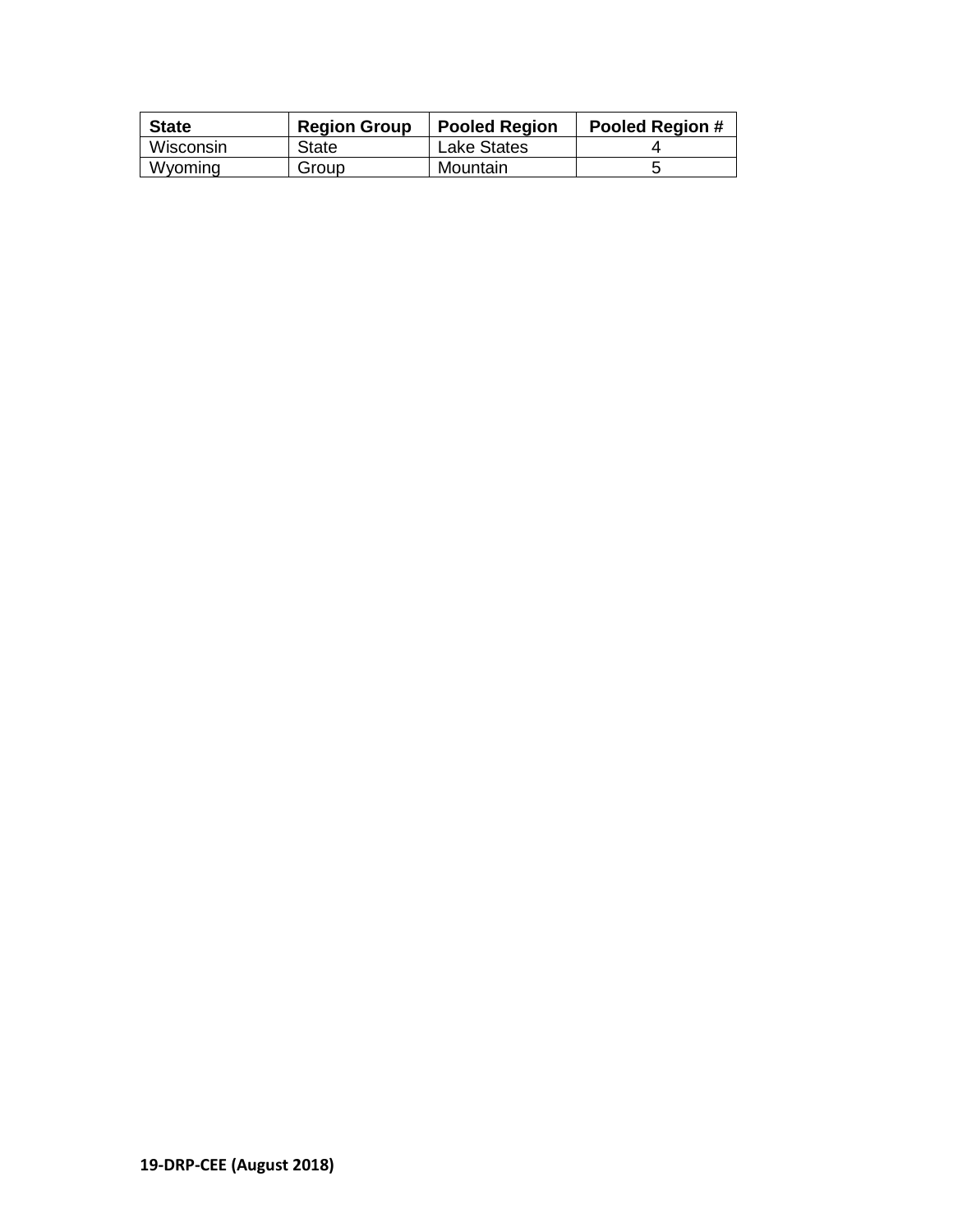| State | Region Group | Pooled Region | Pooled Region # |
|---|---|---|---|
| Wisconsin | State | Lake States | 4 |
| Wyoming | Group | Mountain | 5 |